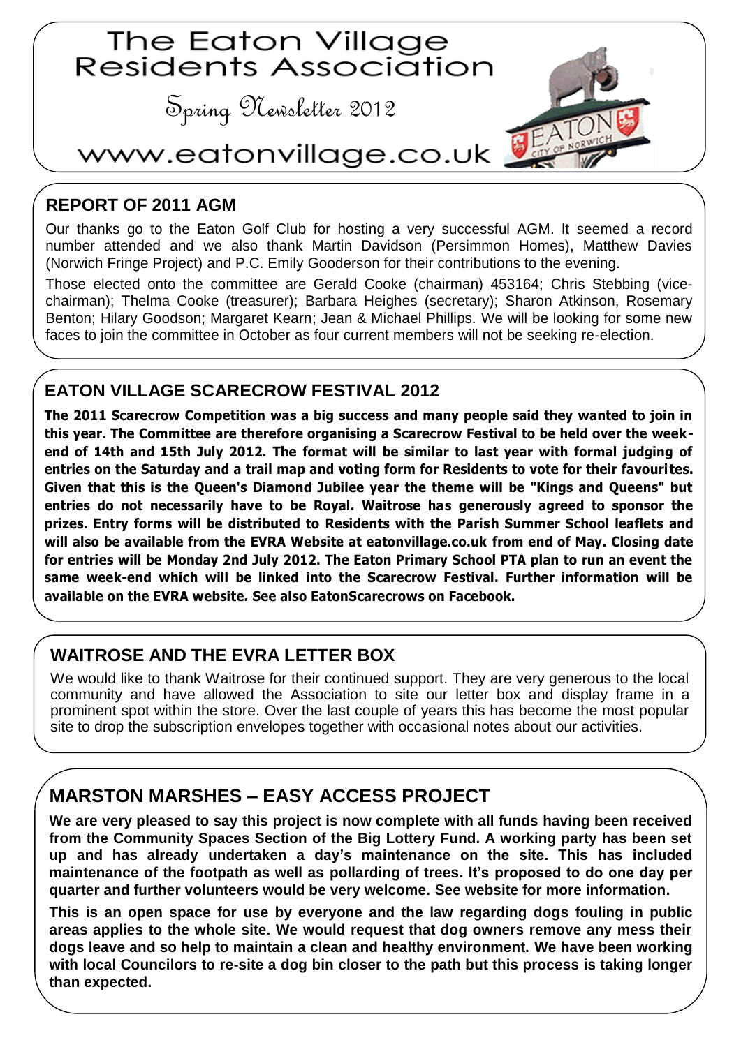# The Eaton Village Residents Association

Spring Newsletter 2012

www.eatonvillage.co.uk

## REPORT OF 2011 AGM

Our thanks go to the Eaton Golf Club for hosting a very successful AGM. It seemed a record number attended and we also thank Martin Davidson (Persimmon Homes), Matthew Davies (Norwich Fringe Project) and P.C. Emily Gooderson for their contributions to the evening.

Those elected onto the committee are Gerald Cooke (chairman) 453164; Chris Stebbing (vice-chairman); Thelma Cooke (treasurer); Barbara Heighes (secretary); Sharon Atkinson, Rosemary Benton; Hilary Goodson; Margaret Kearn; Jean & Michael Phillips. We will be looking for some new faces to join the committee in October as four current members will not be seeking re-election.

## EATON VILLAGE SCARECROW FESTIVAL 2012

**The 2011 Scarecrow Competition was a big success and many people said they wanted to join in this year. The Committee are therefore organising a Scarecrow Festival to be held over the week-end of 14th and 15th July 2012. The format will be similar to last year with formal judging of entries on the Saturday and a trail map and voting form for Residents to vote for their favourites. Given that this is the Queen's Diamond Jubilee year the theme will be "Kings and Queens" but entries do not necessarily have to be Royal. Waitrose has generously agreed to sponsor the prizes. Entry forms will be distributed to Residents with the Parish Summer School leaflets and will also be available from the EVRA Website at eatonvillage.co.uk from end of May. Closing date for entries will be Monday 2nd July 2012. The Eaton Primary School PTA plan to run an event the same week-end which will be linked into the Scarecrow Festival. Further information will be available on the EVRA website. See also EatonScarecrows on Facebook.**

## WAITROSE AND THE EVRA LETTER BOX

We would like to thank Waitrose for their continued support. They are very generous to the local community and have allowed the Association to site our letter box and display frame in a prominent spot within the store. Over the last couple of years this has become the most popular site to drop the subscription envelopes together with occasional notes about our activities.

## MARSTON MARSHES – EASY ACCESS PROJECT

**We are very pleased to say this project is now complete with all funds having been received from the Community Spaces Section of the Big Lottery Fund. A working party has been set up and has already undertaken a day's maintenance on the site. This has included maintenance of the footpath as well as pollarding of trees. It's proposed to do one day per quarter and further volunteers would be very welcome. See website for more information.**

**This is an open space for use by everyone and the law regarding dogs fouling in public areas applies to the whole site. We would request that dog owners remove any mess their dogs leave and so help to maintain a clean and healthy environment. We have been working with local Councilors to re-site a dog bin closer to the path but this process is taking longer than expected.**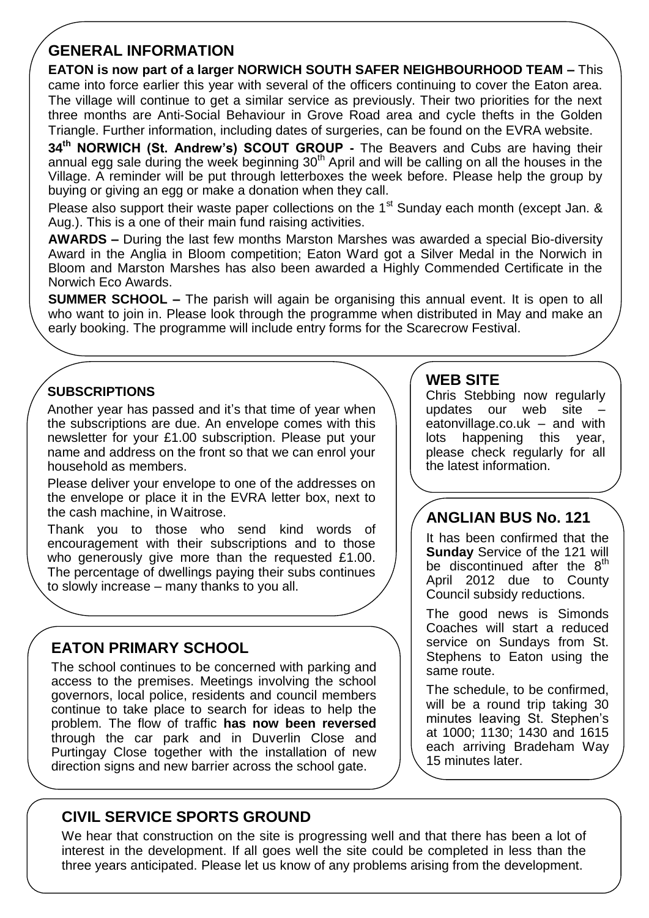## GENERAL INFORMATION

**EATON is now part of a larger NORWICH SOUTH SAFER NEIGHBOURHOOD TEAM –** This came into force earlier this year with several of the officers continuing to cover the Eaton area. The village will continue to get a similar service as previously. Their two priorities for the next three months are Anti-Social Behaviour in Grove Road area and cycle thefts in the Golden Triangle. Further information, including dates of surgeries, can be found on the EVRA website.

**34th NORWICH (St. Andrew's) SCOUT GROUP -** The Beavers and Cubs are having their annual egg sale during the week beginning 30th April and will be calling on all the houses in the Village. A reminder will be put through letterboxes the week before. Please help the group by buying or giving an egg or make a donation when they call.

Please also support their waste paper collections on the 1st Sunday each month (except Jan. & Aug.). This is a one of their main fund raising activities.

**AWARDS –** During the last few months Marston Marshes was awarded a special Bio-diversity Award in the Anglia in Bloom competition; Eaton Ward got a Silver Medal in the Norwich in Bloom and Marston Marshes has also been awarded a Highly Commended Certificate in the Norwich Eco Awards.

**SUMMER SCHOOL –** The parish will again be organising this annual event. It is open to all who want to join in. Please look through the programme when distributed in May and make an early booking. The programme will include entry forms for the Scarecrow Festival.

### SUBSCRIPTIONS

Another year has passed and it's that time of year when the subscriptions are due. An envelope comes with this newsletter for your £1.00 subscription. Please put your name and address on the front so that we can enrol your household as members.

Please deliver your envelope to one of the addresses on the envelope or place it in the EVRA letter box, next to the cash machine, in Waitrose.

Thank you to those who send kind words of encouragement with their subscriptions and to those who generously give more than the requested £1.00. The percentage of dwellings paying their subs continues to slowly increase – many thanks to you all.

## EATON PRIMARY SCHOOL

The school continues to be concerned with parking and access to the premises. Meetings involving the school governors, local police, residents and council members continue to take place to search for ideas to help the problem. The flow of traffic **has now been reversed** through the car park and in Duverlin Close and Purtingay Close together with the installation of new direction signs and new barrier across the school gate.

## WEB SITE

Chris Stebbing now regularly updates our web site – eatonvillage.co.uk – and with lots happening this year, please check regularly for all the latest information.

## ANGLIAN BUS No. 121

It has been confirmed that the **Sunday** Service of the 121 will be discontinued after the 8th April 2012 due to County Council subsidy reductions.

The good news is Simonds Coaches will start a reduced service on Sundays from St. Stephens to Eaton using the same route.

The schedule, to be confirmed, will be a round trip taking 30 minutes leaving St. Stephen's at 1000; 1130; 1430 and 1615 each arriving Bradeham Way 15 minutes later.

## CIVIL SERVICE SPORTS GROUND

We hear that construction on the site is progressing well and that there has been a lot of interest in the development. If all goes well the site could be completed in less than the three years anticipated. Please let us know of any problems arising from the development.